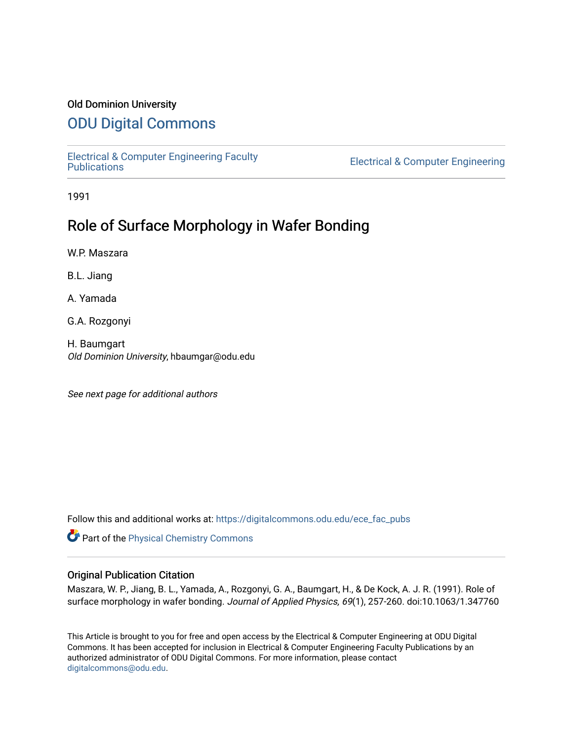Old Dominion University

# ODU Digital Commons

Electrical & Computer Engineering Faculty Publications

Electrical & Computer Engineering

1991

## Role of Surface Morphology in Wafer Bonding

W.P. Maszara

B.L. Jiang

A. Yamada

G.A. Rozgonyi

H. Baumgart
*Old Dominion University*, hbaumgar@odu.edu

*See next page for additional authors*

Follow this and additional works at: https://digitalcommons.odu.edu/ece_fac_pubs

Part of the Physical Chemistry Commons

### Original Publication Citation

Maszara, W. P., Jiang, B. L., Yamada, A., Rozgonyi, G. A., Baumgart, H., & De Kock, A. J. R. (1991). Role of surface morphology in wafer bonding. *Journal of Applied Physics, 69*(1), 257-260. doi:10.1063/1.347760

This Article is brought to you for free and open access by the Electrical & Computer Engineering at ODU Digital Commons. It has been accepted for inclusion in Electrical & Computer Engineering Faculty Publications by an authorized administrator of ODU Digital Commons. For more information, please contact digitalcommons@odu.edu.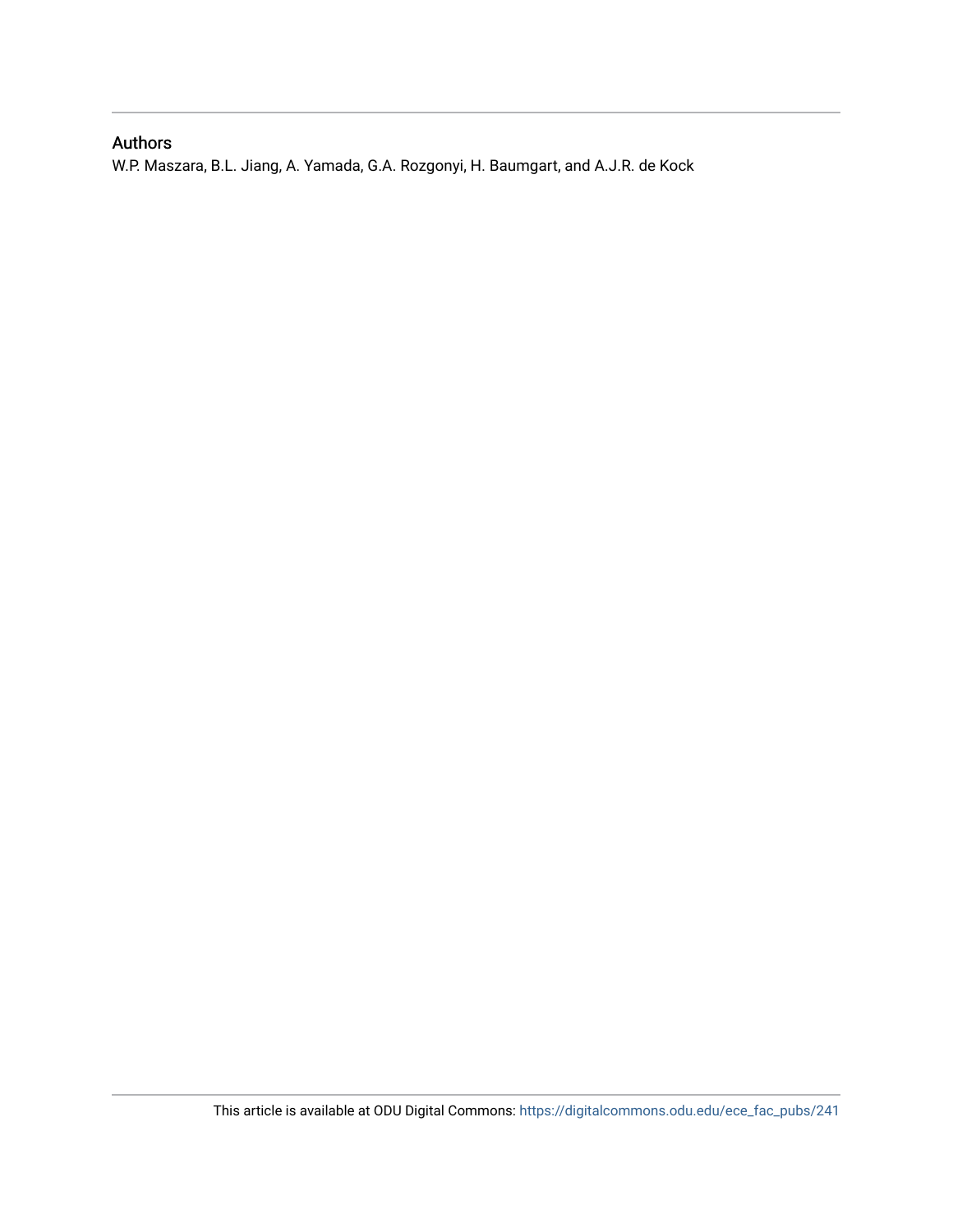## Authors

W.P. Maszara, B.L. Jiang, A. Yamada, G.A. Rozgonyi, H. Baumgart, and A.J.R. de Kock

This article is available at ODU Digital Commons: https://digitalcommons.odu.edu/ece_fac_pubs/241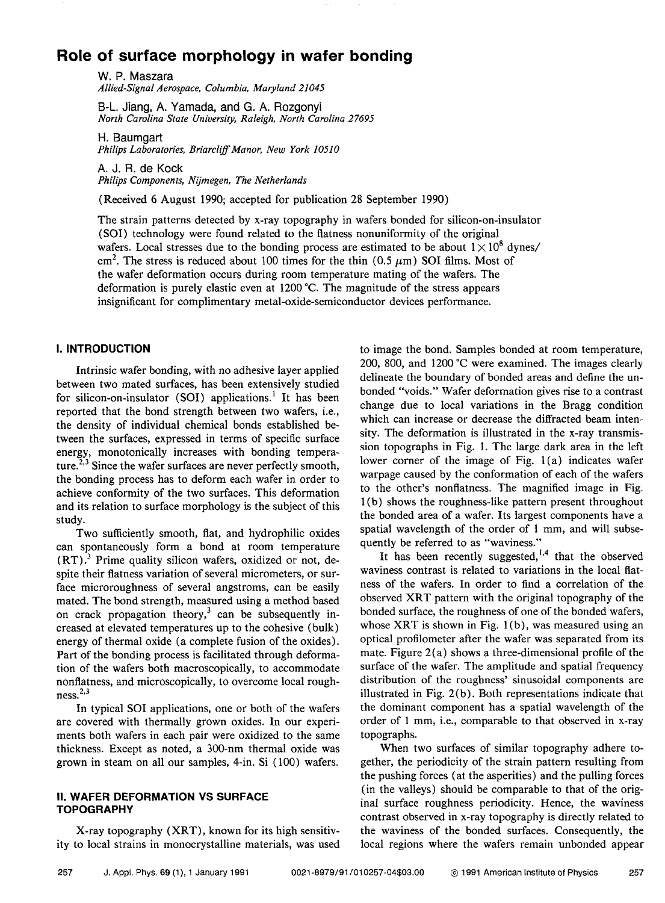# Role of surface morphology in wafer bonding

W. P. Maszara
*Allied-Signal Aerospace, Columbia, Maryland 21045*

B-L. Jiang, A. Yamada, and G. A. Rozgonyi
*North Carolina State University, Raleigh, North Carolina 27695*

H. Baumgart
*Philips Laboratories, Briarcliff Manor, New York 10510*

A. J. R. de Kock
*Philips Components, Nijmegen, The Netherlands*

(Received 6 August 1990; accepted for publication 28 September 1990)

The strain patterns detected by x-ray topography in wafers bonded for silicon-on-insulator (SOI) technology were found related to the flatness nonuniformity of the original wafers. Local stresses due to the bonding process are estimated to be about $1 \times 10^8$ dynes/cm$^2$. The stress is reduced about 100 times for the thin (0.5 $\mu$m) SOI films. Most of the wafer deformation occurs during room temperature mating of the wafers. The deformation is purely elastic even at 1200 °C. The magnitude of the stress appears insignificant for complimentary metal-oxide-semiconductor devices performance.

## I. INTRODUCTION

Intrinsic wafer bonding, with no adhesive layer applied between two mated surfaces, has been extensively studied for silicon-on-insulator (SOI) applications.[1] It has been reported that the bond strength between two wafers, i.e., the density of individual chemical bonds established between the surfaces, expressed in terms of specific surface energy, monotonically increases with bonding temperature.[2,3] Since the wafer surfaces are never perfectly smooth, the bonding process has to deform each wafer in order to achieve conformity of the two surfaces. This deformation and its relation to surface morphology is the subject of this study.

Two sufficiently smooth, flat, and hydrophilic oxides can spontaneously form a bond at room temperature (RT).[3] Prime quality silicon wafers, oxidized or not, despite their flatness variation of several micrometers, or surface microroughness of several angstroms, can be easily mated. The bond strength, measured using a method based on crack propagation theory,[3] can be subsequently increased at elevated temperatures up to the cohesive (bulk) energy of thermal oxide (a complete fusion of the oxides). Part of the bonding process is facilitated through deformation of the wafers both macroscopically, to accommodate nonflatness, and microscopically, to overcome local roughness.[2,3]

In typical SOI applications, one or both of the wafers are covered with thermally grown oxides. In our experiments both wafers in each pair were oxidized to the same thickness. Except as noted, a 300-nm thermal oxide was grown in steam on all our samples, 4-in. Si (100) wafers.

## II. WAFER DEFORMATION VS SURFACE TOPOGRAPHY

X-ray topography (XRT), known for its high sensitivity to local strains in monocrystalline materials, was used to image the bond. Samples bonded at room temperature, 200, 800, and 1200 °C were examined. The images clearly delineate the boundary of bonded areas and define the unbonded "voids." Wafer deformation gives rise to a contrast change due to local variations in the Bragg condition which can increase or decrease the diffracted beam intensity. The deformation is illustrated in the x-ray transmission topographs in Fig. 1. The large dark area in the left lower corner of the image of Fig. 1(a) indicates wafer warpage caused by the conformation of each of the wafers to the other's nonflatness. The magnified image in Fig. 1(b) shows the roughness-like pattern present throughout the bonded area of a wafer. Its largest components have a spatial wavelength of the order of 1 mm, and will subsequently be referred to as "waviness."

It has been recently suggested,[1,4] that the observed waviness contrast is related to variations in the local flatness of the wafers. In order to find a correlation of the observed XRT pattern with the original topography of the bonded surface, the roughness of one of the bonded wafers, whose XRT is shown in Fig. 1(b), was measured using an optical profilometer after the wafer was separated from its mate. Figure 2(a) shows a three-dimensional profile of the surface of the wafer. The amplitude and spatial frequency distribution of the roughness' sinusoidal components are illustrated in Fig. 2(b). Both representations indicate that the dominant component has a spatial wavelength of the order of 1 mm, i.e., comparable to that observed in x-ray topographs.

When two surfaces of similar topography adhere together, the periodicity of the strain pattern resulting from the pushing forces (at the asperities) and the pulling forces (in the valleys) should be comparable to that of the original surface roughness periodicity. Hence, the waviness contrast observed in x-ray topography is directly related to the waviness of the bonded surfaces. Consequently, the local regions where the wafers remain unbonded appear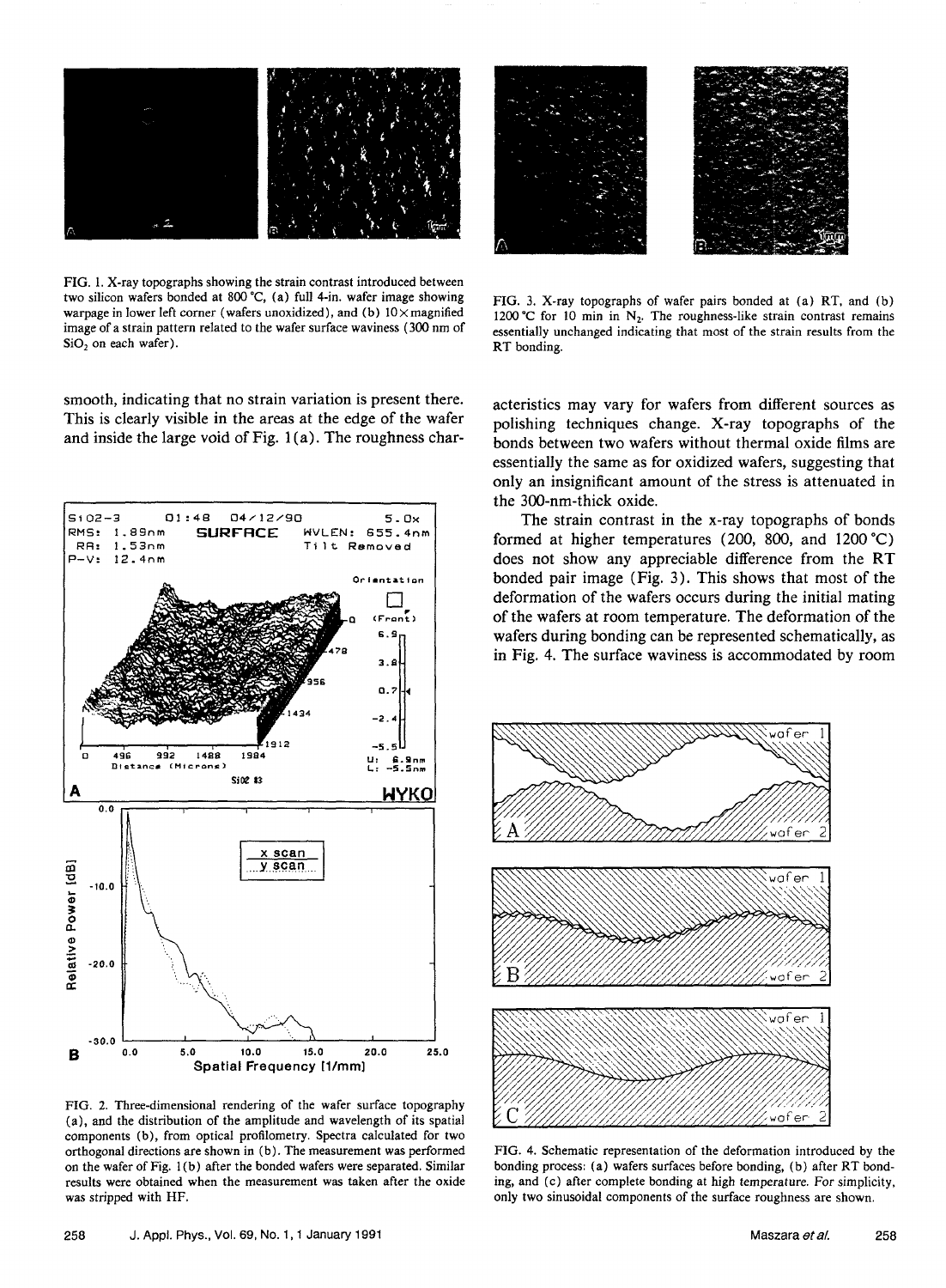FIG. 1. X-ray topographs showing the strain contrast introduced between two silicon wafers bonded at 800 °C, (a) full 4-in. wafer image showing warpage in lower left corner (wafers unoxidized), and (b) 10× magnified image of a strain pattern related to the wafer surface waviness (300 nm of $SiO_2$ on each wafer).

FIG. 3. X-ray topographs of wafer pairs bonded at (a) RT, and (b) 1200 °C for 10 min in $N_2$. The roughness-like strain contrast remains essentially unchanged indicating that most of the strain results from the RT bonding.

smooth, indicating that no strain variation is present there. This is clearly visible in the areas at the edge of the wafer and inside the large void of Fig. 1(a). The roughness characteristics may vary for wafers from different sources as polishing techniques change. X-ray topographs of the bonds between two wafers without thermal oxide films are essentially the same as for oxidized wafers, suggesting that only an insignificant amount of the stress is attenuated in the 300-nm-thick oxide.

The strain contrast in the x-ray topographs of bonds formed at higher temperatures (200, 800, and 1200 °C) does not show any appreciable difference from the RT bonded pair image (Fig. 3). This shows that most of the deformation of the wafers occurs during the initial mating of the wafers at room temperature. The deformation of the wafers during bonding can be represented schematically, as in Fig. 4. The surface waviness is accommodated by room

FIG. 2. Three-dimensional rendering of the wafer surface topography (a), and the distribution of the amplitude and wavelength of its spatial components (b), from optical profilometry. Spectra calculated for two orthogonal directions are shown in (b). The measurement was performed on the wafer of Fig. 1(b) after the bonded wafers were separated. Similar results were obtained when the measurement was taken after the oxide was stripped with HF.

FIG. 4. Schematic representation of the deformation introduced by the bonding process: (a) wafers surfaces before bonding, (b) after RT bonding, and (c) after complete bonding at high temperature. For simplicity, only two sinusoidal components of the surface roughness are shown.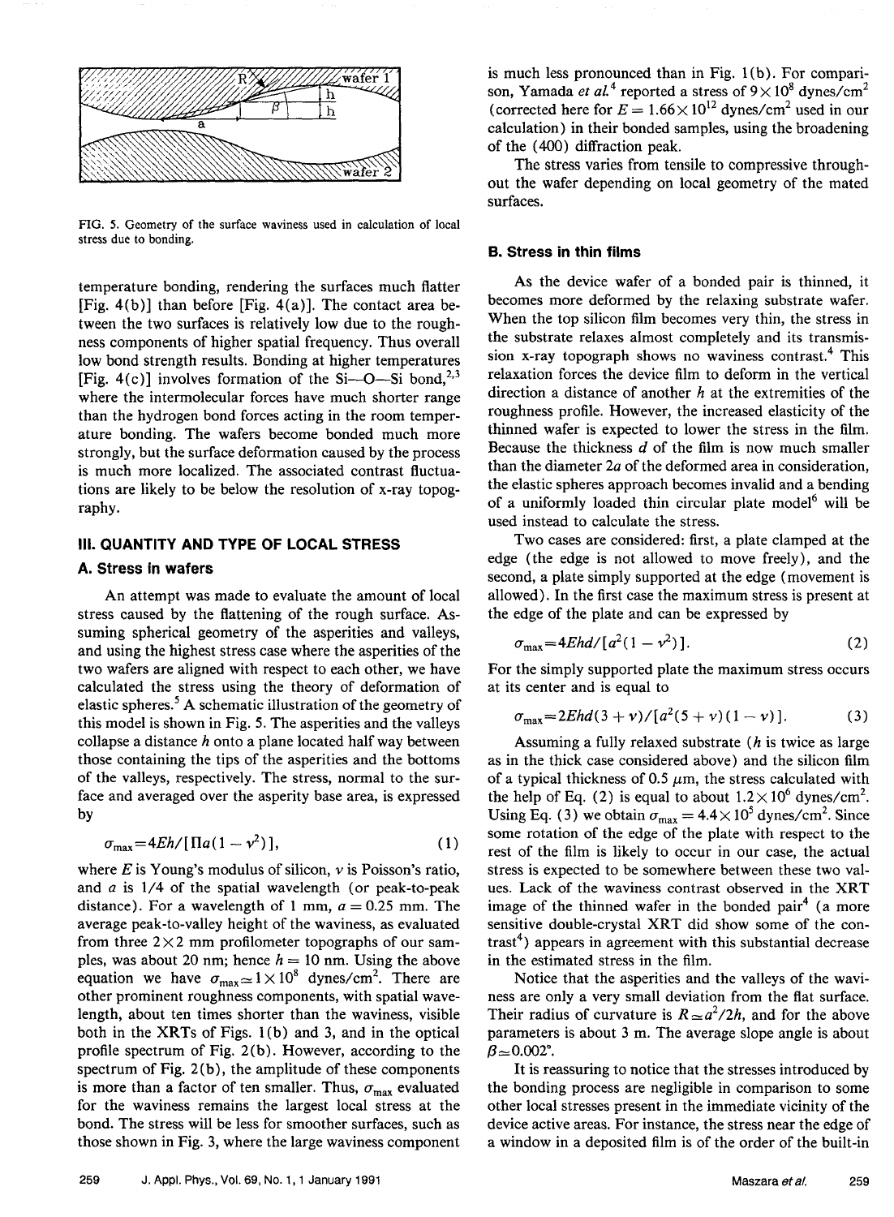FIG. 5. Geometry of the surface waviness used in calculation of local stress due to bonding.

temperature bonding, rendering the surfaces much flatter [Fig. 4(b)] than before [Fig. 4(a)]. The contact area between the two surfaces is relatively low due to the roughness components of higher spatial frequency. Thus overall low bond strength results. Bonding at higher temperatures [Fig. 4(c)] involves formation of the Si—O—Si bond,[2,3] where the intermolecular forces have much shorter range than the hydrogen bond forces acting in the room temperature bonding. The wafers become bonded much more strongly, but the surface deformation caused by the process is much more localized. The associated contrast fluctuations are likely to be below the resolution of x-ray topography.

## III. QUANTITY AND TYPE OF LOCAL STRESS

### A. Stress in wafers

An attempt was made to evaluate the amount of local stress caused by the flattening of the rough surface. Assuming spherical geometry of the asperities and valleys, and using the highest stress case where the asperities of the two wafers are aligned with respect to each other, we have calculated the stress using the theory of deformation of elastic spheres.[5] A schematic illustration of the geometry of this model is shown in Fig. 5. The asperities and the valleys collapse a distance $h$ onto a plane located half way between those containing the tips of the asperities and the bottoms of the valleys, respectively. The stress, normal to the surface and averaged over the asperity base area, is expressed by

$$\sigma_{max}=4Eh/[\Pi a(1-\nu^2)], \tag{1}$$

where $E$ is Young's modulus of silicon, $\nu$ is Poisson's ratio, and $a$ is 1/4 of the spatial wavelength (or peak-to-peak distance). For a wavelength of 1 mm, $a=0.25$ mm. The average peak-to-valley height of the waviness, as evaluated from three $2\times2$ mm profilometer topographs of our samples, was about 20 nm; hence $h=10$ nm. Using the above equation we have $\sigma_{max}\simeq1\times10^8$ dynes/cm$^2$. There are other prominent roughness components, with spatial wavelength, about ten times shorter than the waviness, visible both in the XRTs of Figs. 1(b) and 3, and in the optical profile spectrum of Fig. 2(b). However, according to the spectrum of Fig. 2(b), the amplitude of these components is more than a factor of ten smaller. Thus, $\sigma_{max}$ evaluated for the waviness remains the largest local stress at the bond. The stress will be less for smoother surfaces, such as those shown in Fig. 3, where the large waviness component is much less pronounced than in Fig. 1(b). For comparison, Yamada *et al.*[4] reported a stress of $9\times10^8$ dynes/cm$^2$ (corrected here for $E=1.66\times10^{12}$ dynes/cm$^2$ used in our calculation) in their bonded samples, using the broadening of the (400) diffraction peak.

The stress varies from tensile to compressive throughout the wafer depending on local geometry of the mated surfaces.

### B. Stress in thin films

As the device wafer of a bonded pair is thinned, it becomes more deformed by the relaxing substrate wafer. When the top silicon film becomes very thin, the stress in the substrate relaxes almost completely and its transmission x-ray topograph shows no waviness contrast.[4] This relaxation forces the device film to deform in the vertical direction a distance of another $h$ at the extremities of the roughness profile. However, the increased elasticity of the thinned wafer is expected to lower the stress in the film. Because the thickness $d$ of the film is now much smaller than the diameter $2a$ of the deformed area in consideration, the elastic spheres approach becomes invalid and a bending of a uniformly loaded thin circular plate model[6] will be used instead to calculate the stress.

Two cases are considered: first, a plate clamped at the edge (the edge is not allowed to move freely), and the second, a plate simply supported at the edge (movement is allowed). In the first case the maximum stress is present at the edge of the plate and can be expressed by

$$\sigma_{max}=4Ehd/[a^2(1-\nu^2)]. \tag{2}$$

For the simply supported plate the maximum stress occurs at its center and is equal to

$$\sigma_{max}=2Ehd(3+\nu)/[a^2(5+\nu)(1-\nu)]. \tag{3}$$

Assuming a fully relaxed substrate ($h$ is twice as large as in the thick case considered above) and the silicon film of a typical thickness of 0.5 $\mu$m, the stress calculated with the help of Eq. (2) is equal to about $1.2\times10^6$ dynes/cm$^2$. Using Eq. (3) we obtain $\sigma_{max}=4.4\times10^5$ dynes/cm$^2$. Since some rotation of the edge of the plate with respect to the rest of the film is likely to occur in our case, the actual stress is expected to be somewhere between these two values. Lack of the waviness contrast observed in the XRT image of the thinned wafer in the bonded pair[4] (a more sensitive double-crystal XRT did show some of the contrast[4]) appears in agreement with this substantial decrease in the estimated stress in the film.

Notice that the asperities and the valleys of the waviness are only a very small deviation from the flat surface. Their radius of curvature is $R\simeq a^2/2h$, and for the above parameters is about 3 m. The average slope angle is about $\beta\simeq0.002°$.

It is reassuring to notice that the stresses introduced by the bonding process are negligible in comparison to some other local stresses present in the immediate vicinity of the device active areas. For instance, the stress near the edge of a window in a deposited film is of the order of the built-in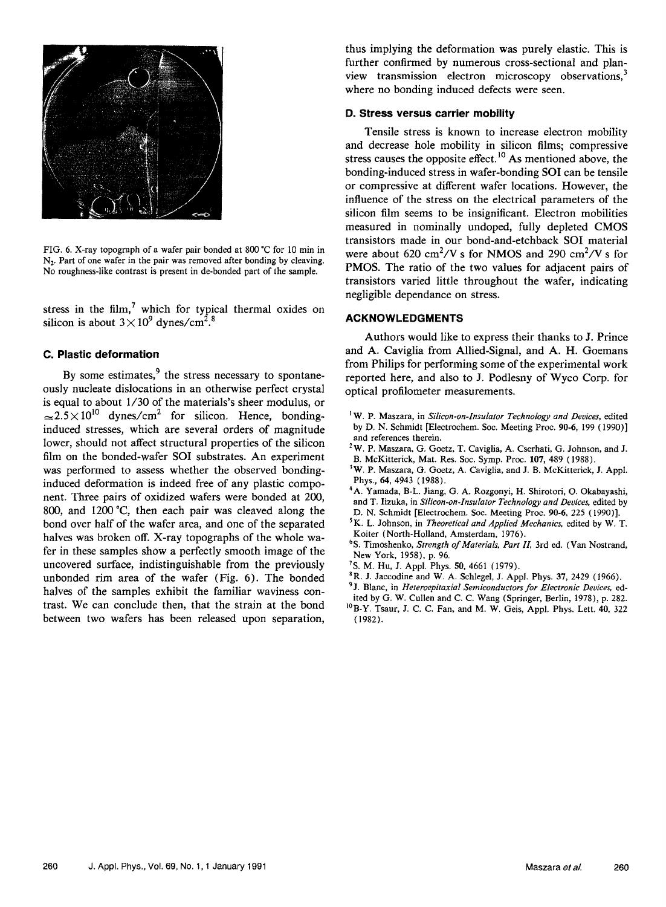FIG. 6. X-ray topograph of a wafer pair bonded at 800 °C for 10 min in $N_2$. Part of one wafer in the pair was removed after bonding by cleaving. No roughness-like contrast is present in de-bonded part of the sample.

stress in the film,[7] which for typical thermal oxides on silicon is about $3\times10^9$ dynes/cm$^2$.[8]

### C. Plastic deformation

By some estimates,[9] the stress necessary to spontaneously nucleate dislocations in an otherwise perfect crystal is equal to about 1/30 of the materials's sheer modulus, or $\simeq 2.5\times10^{10}$ dynes/cm$^2$ for silicon. Hence, bonding-induced stresses, which are several orders of magnitude lower, should not affect structural properties of the silicon film on the bonded-wafer SOI substrates. An experiment was performed to assess whether the observed bonding-induced deformation is indeed free of any plastic component. Three pairs of oxidized wafers were bonded at 200, 800, and 1200 °C, then each pair was cleaved along the bond over half of the wafer area, and one of the separated halves was broken off. X-ray topographs of the whole wafer in these samples show a perfectly smooth image of the uncovered surface, indistinguishable from the previously unbonded rim area of the wafer (Fig. 6). The bonded halves of the samples exhibit the familiar waviness contrast. We can conclude then, that the strain at the bond between two wafers has been released upon separation, thus implying the deformation was purely elastic. This is further confirmed by numerous cross-sectional and plan-view transmission electron microscopy observations,[3] where no bonding induced defects were seen.

### D. Stress versus carrier mobility

Tensile stress is known to increase electron mobility and decrease hole mobility in silicon films; compressive stress causes the opposite effect.[10] As mentioned above, the bonding-induced stress in wafer-bonding SOI can be tensile or compressive at different wafer locations. However, the influence of the stress on the electrical parameters of the silicon film seems to be insignificant. Electron mobilities measured in nominally undoped, fully depleted CMOS transistors made in our bond-and-etchback SOI material were about 620 cm$^2$/V s for NMOS and 290 cm$^2$/V s for PMOS. The ratio of the two values for adjacent pairs of transistors varied little throughout the wafer, indicating negligible dependance on stress.

## ACKNOWLEDGMENTS

Authors would like to express their thanks to J. Prince and A. Caviglia from Allied-Signal, and A. H. Goemans from Philips for performing some of the experimental work reported here, and also to J. Podlesny of Wyco Corp. for optical profilometer measurements.

[1] W. P. Maszara, in *Silicon-on-Insulator Technology and Devices*, edited by D. N. Schmidt [Electrochem. Soc. Meeting Proc. **90-6**, 199 (1990)] and references therein.

[2] W. P. Maszara, G. Goetz, T. Caviglia, A. Cserhati, G. Johnson, and J. B. McKitterick, Mat. Res. Soc. Symp. Proc. **107**, 489 (1988).

[3] W. P. Maszara, G. Goetz, A. Caviglia, and J. B. McKitterick, J. Appl. Phys., **64**, 4943 (1988).

[4] A. Yamada, B-L. Jiang, G. A. Rozgonyi, H. Shirotori, O. Okabayashi, and T. Iizuka, in *Silicon-on-Insulator Technology and Devices*, edited by D. N. Schmidt [Electrochem. Soc. Meeting Proc. **90-6**, 225 (1990)].

[5] K. L. Johnson, in *Theoretical and Applied Mechanics*, edited by W. T. Koiter (North-Holland, Amsterdam, 1976).

[6] S. Timoshenko, *Strength of Materials, Part II*, 3rd ed. (Van Nostrand, New York, 1958), p. 96.

[7] S. M. Hu, J. Appl. Phys. **50**, 4661 (1979).

[8] R. J. Jaccodine and W. A. Schlegel, J. Appl. Phys. **37**, 2429 (1966).

[9] J. Blanc, in *Heteroepitaxial Semiconductors for Electronic Devices*, edited by G. W. Cullen and C. C. Wang (Springer, Berlin, 1978), p. 282.

[10] B-Y. Tsaur, J. C. C. Fan, and M. W. Geis, Appl. Phys. Lett. **40**, 322 (1982).